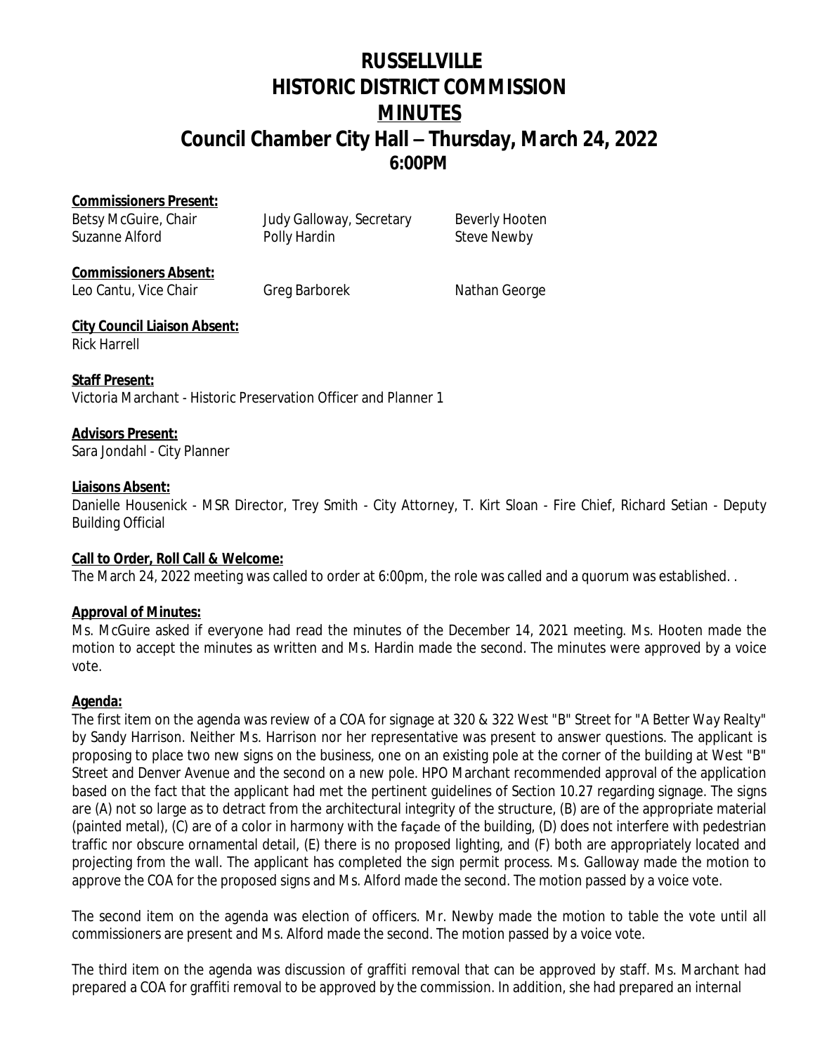# RUSSELLVILLE
# HISTORIC DISTRICT COMMISSION
# MINUTES
## Council Chamber City Hall – Thursday, March 24, 2022
### 6:00PM

**Commissioners Present:**
Betsy McGuire, Chair, Judy Galloway, Secretary, Beverly Hooten, Suzanne Alford, Polly Hardin, Steve Newby

**Commissioners Absent:**
Leo Cantu, Vice Chair, Greg Barborek, Nathan George

**City Council Liaison Absent:**
Rick Harrell

**Staff Present:**
Victoria Marchant - Historic Preservation Officer and Planner 1

**Advisors Present:**
Sara Jondahl - City Planner

**Liaisons Absent:**
Danielle Housenick - MSR Director, Trey Smith - City Attorney, T. Kirt Sloan - Fire Chief, Richard Setian - Deputy Building Official

**Call to Order, Roll Call & Welcome:**
The March 24, 2022 meeting was called to order at 6:00pm, the role was called and a quorum was established. .

**Approval of Minutes:**
Ms. McGuire asked if everyone had read the minutes of the December 14, 2021 meeting. Ms. Hooten made the motion to accept the minutes as written and Ms. Hardin made the second. The minutes were approved by a voice vote.

**Agenda:**
The first item on the agenda was review of a COA for signage at 320 & 322 West "B" Street for "A Better Way Realty" by Sandy Harrison. Neither Ms. Harrison nor her representative was present to answer questions. The applicant is proposing to place two new signs on the business, one on an existing pole at the corner of the building at West "B" Street and Denver Avenue and the second on a new pole. HPO Marchant recommended approval of the application based on the fact that the applicant had met the pertinent guidelines of Section 10.27 regarding signage. The signs are (A) not so large as to detract from the architectural integrity of the structure, (B) are of the appropriate material (painted metal), (C) are of a color in harmony with the façade of the building, (D) does not interfere with pedestrian traffic nor obscure ornamental detail, (E) there is no proposed lighting, and (F) both are appropriately located and projecting from the wall. The applicant has completed the sign permit process. Ms. Galloway made the motion to approve the COA for the proposed signs and Ms. Alford made the second. The motion passed by a voice vote.

The second item on the agenda was election of officers. Mr. Newby made the motion to table the vote until all commissioners are present and Ms. Alford made the second. The motion passed by a voice vote.

The third item on the agenda was discussion of graffiti removal that can be approved by staff. Ms. Marchant had prepared a COA for graffiti removal to be approved by the commission. In addition, she had prepared an internal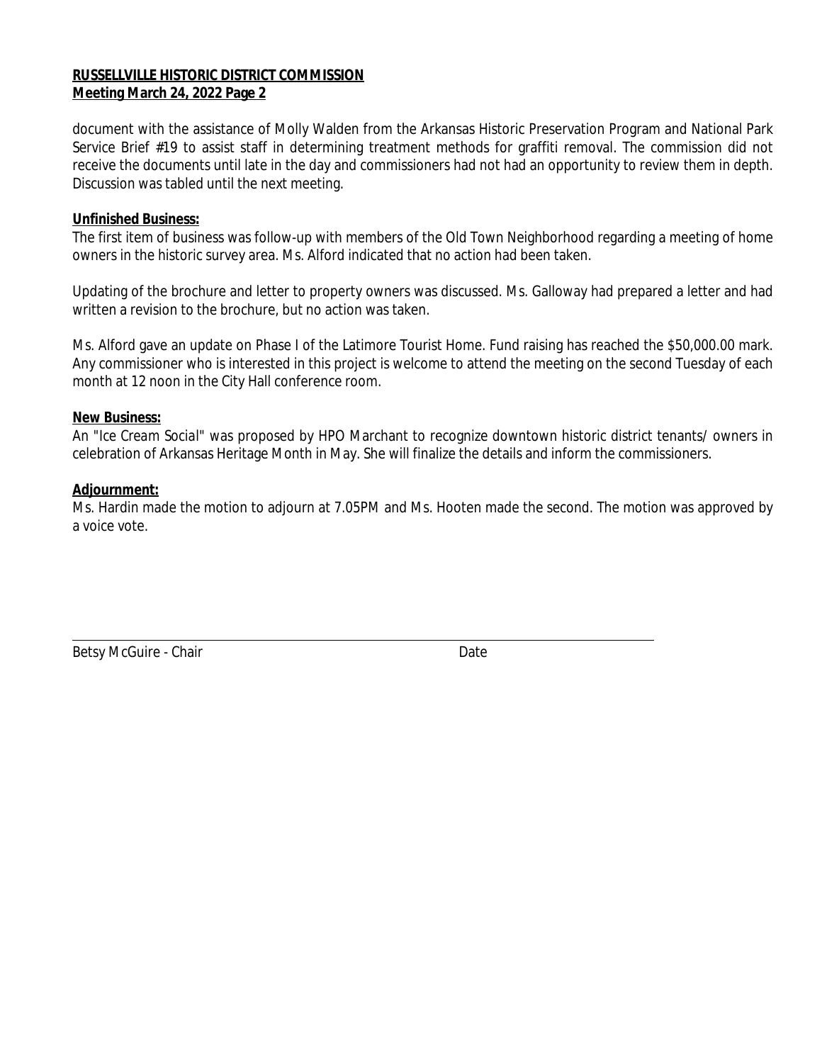document with the assistance of Molly Walden from the Arkansas Historic Preservation Program and National Park Service Brief #19 to assist staff in determining treatment methods for graffiti removal. The commission did not receive the documents until late in the day and commissioners had not had an opportunity to review them in depth. Discussion was tabled until the next meeting.

**Unfinished Business:**

The first item of business was follow-up with members of the Old Town Neighborhood regarding a meeting of home owners in the historic survey area. Ms. Alford indicated that no action had been taken.

Updating of the brochure and letter to property owners was discussed. Ms. Galloway had prepared a letter and had written a revision to the brochure, but no action was taken.

Ms. Alford gave an update on Phase I of the Latimore Tourist Home. Fund raising has reached the $50,000.00 mark. Any commissioner who is interested in this project is welcome to attend the meeting on the second Tuesday of each month at 12 noon in the City Hall conference room.

**New Business:**

An "Ice Cream Social" was proposed by HPO Marchant to recognize downtown historic district tenants/ owners in celebration of Arkansas Heritage Month in May. She will finalize the details and inform the commissioners.

**Adjournment:**

Ms. Hardin made the motion to adjourn at 7.05PM and Ms. Hooten made the second. The motion was approved by a voice vote.

Betsy McGuire - Chair Date